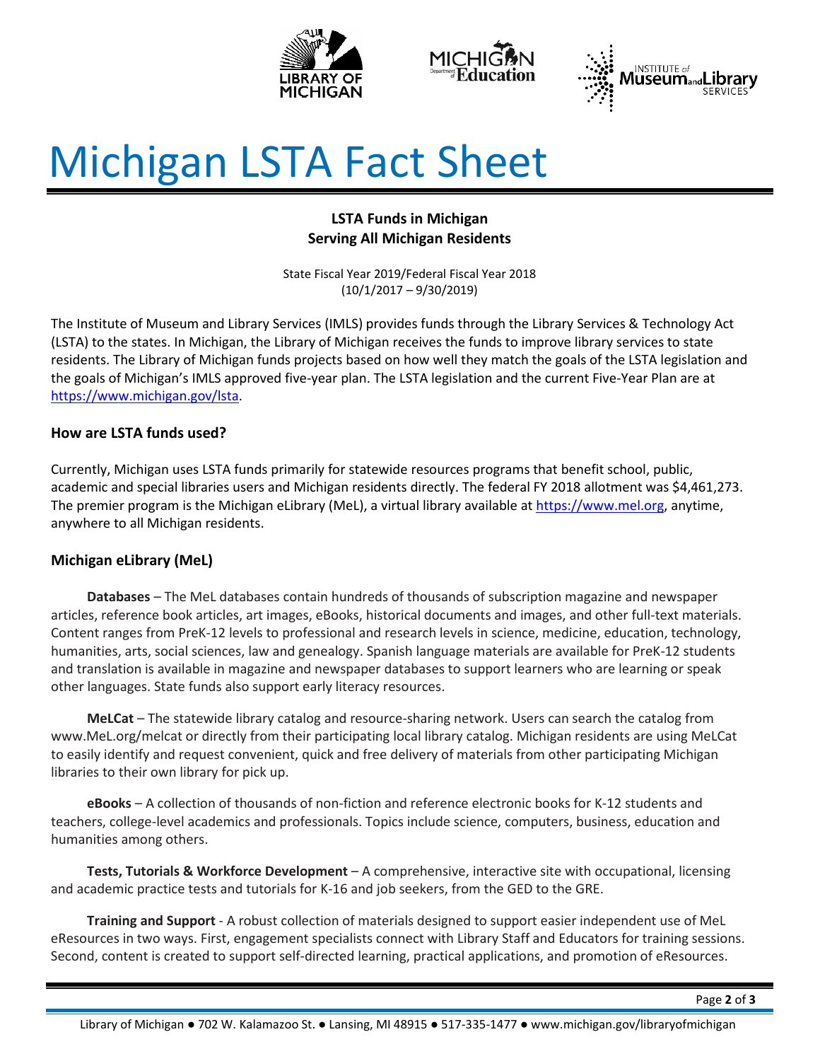# Michigan LSTA Fact Sheet

**LSTA Funds in Michigan**
**Serving All Michigan Residents**

State Fiscal Year 2019/Federal Fiscal Year 2018
(10/1/2017 – 9/30/2019)

The Institute of Museum and Library Services (IMLS) provides funds through the Library Services & Technology Act (LSTA) to the states. In Michigan, the Library of Michigan receives the funds to improve library services to state residents. The Library of Michigan funds projects based on how well they match the goals of the LSTA legislation and the goals of Michigan's IMLS approved five-year plan. The LSTA legislation and the current Five-Year Plan are at https://www.michigan.gov/lsta.

## How are LSTA funds used?

Currently, Michigan uses LSTA funds primarily for statewide resources programs that benefit school, public, academic and special libraries users and Michigan residents directly. The federal FY 2018 allotment was $4,461,273. The premier program is the Michigan eLibrary (MeL), a virtual library available at https://www.mel.org, anytime, anywhere to all Michigan residents.

## Michigan eLibrary (MeL)

**Databases** – The MeL databases contain hundreds of thousands of subscription magazine and newspaper articles, reference book articles, art images, eBooks, historical documents and images, and other full-text materials. Content ranges from PreK-12 levels to professional and research levels in science, medicine, education, technology, humanities, arts, social sciences, law and genealogy. Spanish language materials are available for PreK-12 students and translation is available in magazine and newspaper databases to support learners who are learning or speak other languages. State funds also support early literacy resources.

**MeLCat** – The statewide library catalog and resource-sharing network. Users can search the catalog from www.MeL.org/melcat or directly from their participating local library catalog. Michigan residents are using MeLCat to easily identify and request convenient, quick and free delivery of materials from other participating Michigan libraries to their own library for pick up.

**eBooks** – A collection of thousands of non-fiction and reference electronic books for K-12 students and teachers, college-level academics and professionals. Topics include science, computers, business, education and humanities among others.

**Tests, Tutorials & Workforce Development** – A comprehensive, interactive site with occupational, licensing and academic practice tests and tutorials for K-16 and job seekers, from the GED to the GRE.

**Training and Support** - A robust collection of materials designed to support easier independent use of MeL eResources in two ways. First, engagement specialists connect with Library Staff and Educators for training sessions. Second, content is created to support self-directed learning, practical applications, and promotion of eResources.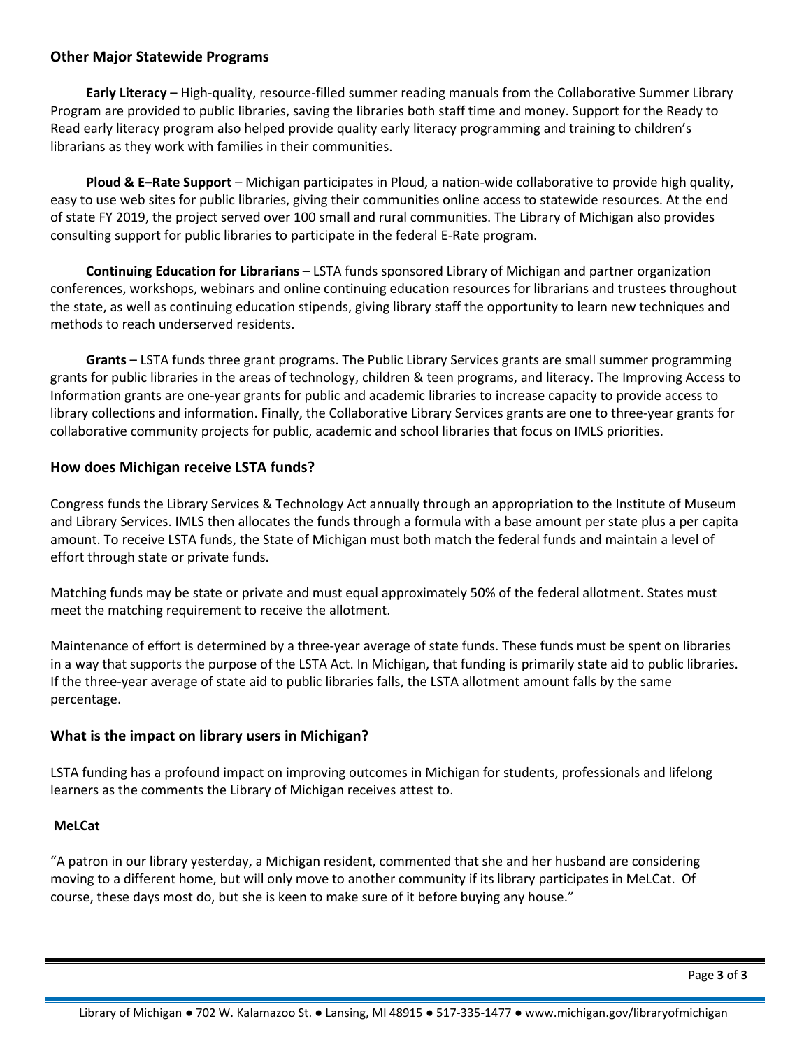## Other Major Statewide Programs

**Early Literacy** – High-quality, resource-filled summer reading manuals from the Collaborative Summer Library Program are provided to public libraries, saving the libraries both staff time and money. Support for the Ready to Read early literacy program also helped provide quality early literacy programming and training to children's librarians as they work with families in their communities.

**Ploud & E–Rate Support** – Michigan participates in Ploud, a nation-wide collaborative to provide high quality, easy to use web sites for public libraries, giving their communities online access to statewide resources. At the end of state FY 2019, the project served over 100 small and rural communities. The Library of Michigan also provides consulting support for public libraries to participate in the federal E-Rate program.

**Continuing Education for Librarians** – LSTA funds sponsored Library of Michigan and partner organization conferences, workshops, webinars and online continuing education resources for librarians and trustees throughout the state, as well as continuing education stipends, giving library staff the opportunity to learn new techniques and methods to reach underserved residents.

**Grants** – LSTA funds three grant programs. The Public Library Services grants are small summer programming grants for public libraries in the areas of technology, children & teen programs, and literacy. The Improving Access to Information grants are one-year grants for public and academic libraries to increase capacity to provide access to library collections and information. Finally, the Collaborative Library Services grants are one to three-year grants for collaborative community projects for public, academic and school libraries that focus on IMLS priorities.

## How does Michigan receive LSTA funds?

Congress funds the Library Services & Technology Act annually through an appropriation to the Institute of Museum and Library Services. IMLS then allocates the funds through a formula with a base amount per state plus a per capita amount. To receive LSTA funds, the State of Michigan must both match the federal funds and maintain a level of effort through state or private funds.

Matching funds may be state or private and must equal approximately 50% of the federal allotment. States must meet the matching requirement to receive the allotment.

Maintenance of effort is determined by a three-year average of state funds. These funds must be spent on libraries in a way that supports the purpose of the LSTA Act. In Michigan, that funding is primarily state aid to public libraries. If the three-year average of state aid to public libraries falls, the LSTA allotment amount falls by the same percentage.

## What is the impact on library users in Michigan?

LSTA funding has a profound impact on improving outcomes in Michigan for students, professionals and lifelong learners as the comments the Library of Michigan receives attest to.

### MeLCat

"A patron in our library yesterday, a Michigan resident, commented that she and her husband are considering moving to a different home, but will only move to another community if its library participates in MeLCat. Of course, these days most do, but she is keen to make sure of it before buying any house."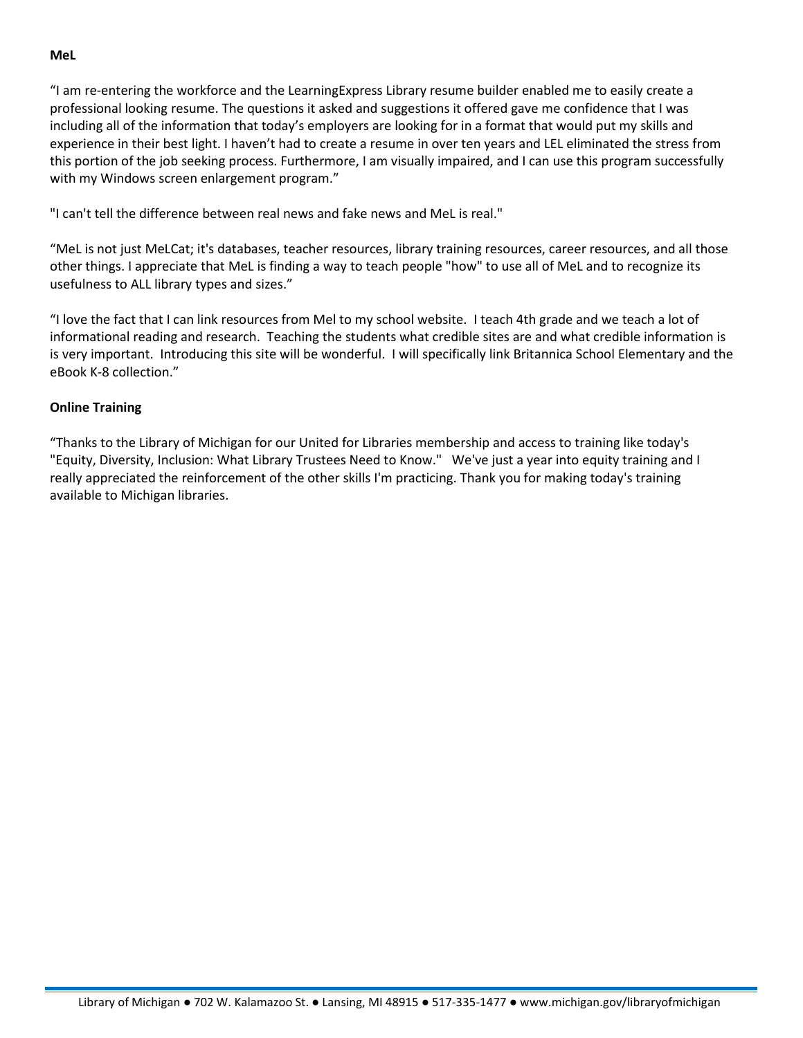**MeL**

“I am re-entering the workforce and the LearningExpress Library resume builder enabled me to easily create a professional looking resume. The questions it asked and suggestions it offered gave me confidence that I was including all of the information that today’s employers are looking for in a format that would put my skills and experience in their best light. I haven’t had to create a resume in over ten years and LEL eliminated the stress from this portion of the job seeking process. Furthermore, I am visually impaired, and I can use this program successfully with my Windows screen enlargement program.”

"I can't tell the difference between real news and fake news and MeL is real."

“MeL is not just MeLCat; it's databases, teacher resources, library training resources, career resources, and all those other things. I appreciate that MeL is finding a way to teach people "how" to use all of MeL and to recognize its usefulness to ALL library types and sizes.”

“I love the fact that I can link resources from Mel to my school website. I teach 4th grade and we teach a lot of informational reading and research. Teaching the students what credible sites are and what credible information is is very important. Introducing this site will be wonderful. I will specifically link Britannica School Elementary and the eBook K-8 collection.”

**Online Training**

“Thanks to the Library of Michigan for our United for Libraries membership and access to training like today's "Equity, Diversity, Inclusion: What Library Trustees Need to Know." We've just a year into equity training and I really appreciated the reinforcement of the other skills I'm practicing. Thank you for making today's training available to Michigan libraries.